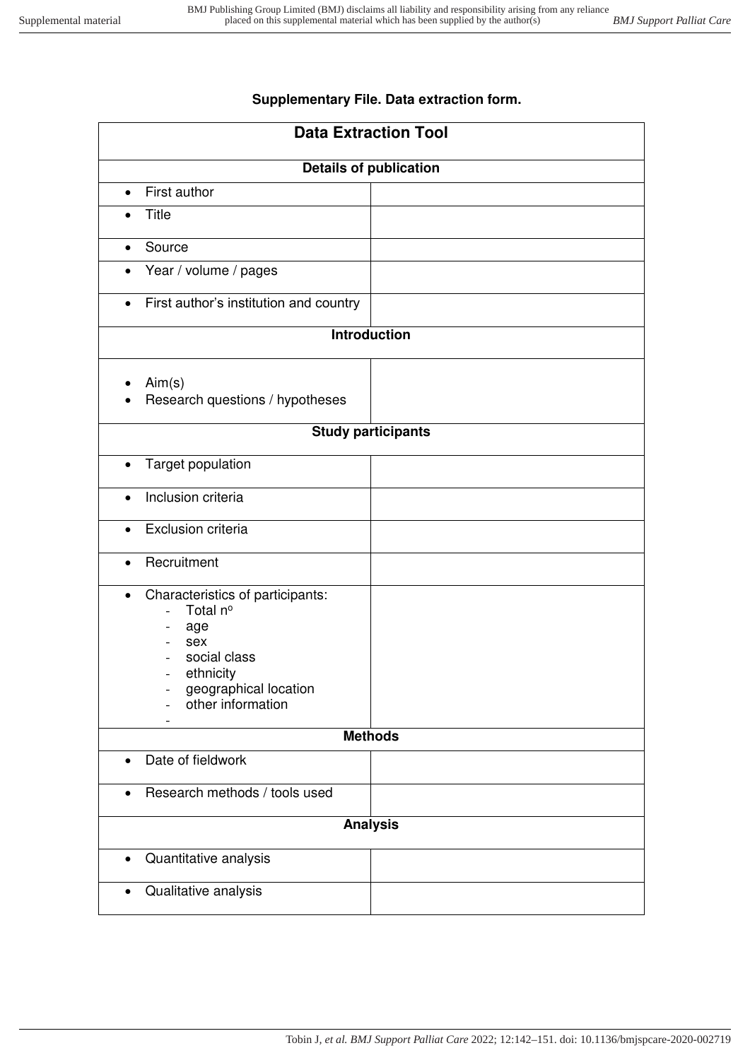**Supplementary File. Data extraction form.**

| Data Extraction Tool | |
|---|---|
| **Details of publication** | |
| • First author | |
| • Title | |
| • Source | |
| • Year / volume / pages | |
| • First author's institution and country | |
| **Introduction** | |
| • Aim(s)<br>• Research questions / hypotheses | |
| **Study participants** | |
| • Target population | |
| • Inclusion criteria | |
| • Exclusion criteria | |
| • Recruitment | |
| • Characteristics of participants:<br>- Total nº<br>- age<br>- sex<br>- social class<br>- ethnicity<br>- geographical location<br>- other information<br>- | |
| **Methods** | |
| • Date of fieldwork | |
| • Research methods / tools used | |
| **Analysis** | |
| • Quantitative analysis | |
| • Qualitative analysis | |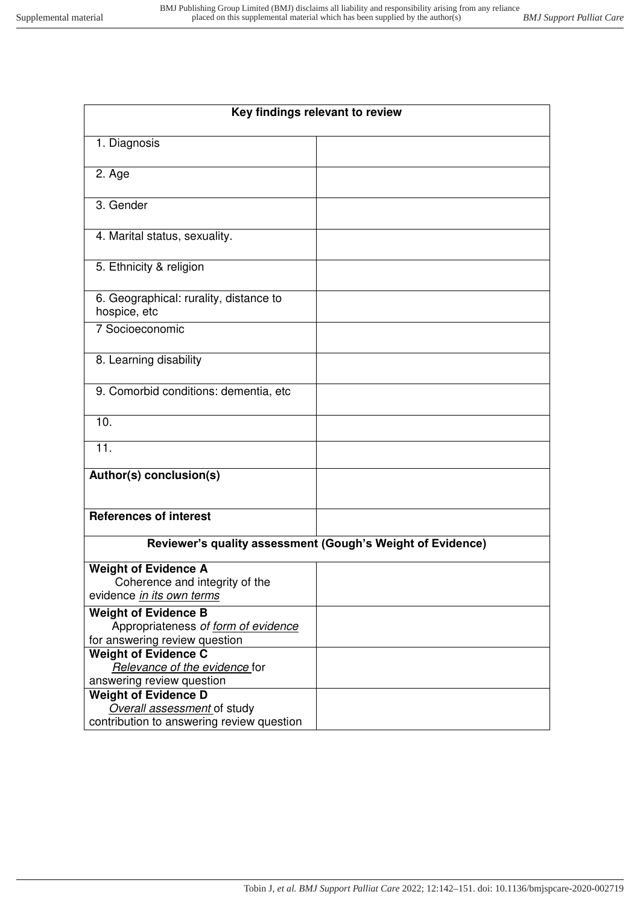| Key findings relevant to review | |
|---|---|
| 1. Diagnosis | |
| 2. Age | |
| 3. Gender | |
| 4. Marital status, sexuality. | |
| 5. Ethnicity & religion | |
| 6. Geographical: rurality, distance to hospice, etc | |
| 7 Socioeconomic | |
| 8. Learning disability | |
| 9. Comorbid conditions: dementia, etc | |
| 10. | |
| 11. | |
| **Author(s) conclusion(s)** | |
| **References of interest** | |
| **Reviewer's quality assessment (Gough's Weight of Evidence)** | |
| **Weight of Evidence A** Coherence and integrity of the evidence *in its own terms* | |
| **Weight of Evidence B** Appropriateness *of form of evidence* for answering review question | |
| **Weight of Evidence C** *Relevance of the evidence* for answering review question | |
| **Weight of Evidence D** *Overall assessment* of study contribution to answering review question | |